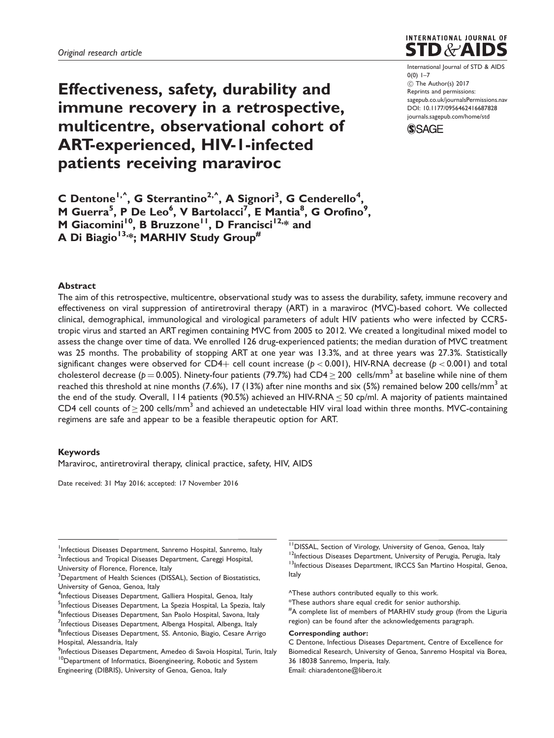*Original research article*

# Effectiveness, safety, durability and immune recovery in a retrospective, multicentre, observational cohort of ART-experienced, HIV-1-infected patients receiving maraviroc

International Journal of STD & AIDS
0(0) 1–7
© The Author(s) 2017
Reprints and permissions: sagepub.co.uk/journalsPermissions.nav
DOI: 10.1177/0956462416687828
journals.sagepub.com/home/std

**C Dentone[1,^], G Sterrantino[2,^], A Signori[3], G Cenderello[4], M Guerra[5], P De Leo[6], V Bartolacci[7], E Mantia[8], G Orofino[9], M Giacomini[10], B Bruzzone[11], D Francisci[12,*] and A Di Biagio[13,*]; MARHIV Study Group[#]**

## Abstract

The aim of this retrospective, multicentre, observational study was to assess the durability, safety, immune recovery and effectiveness on viral suppression of antiretroviral therapy (ART) in a maraviroc (MVC)-based cohort. We collected clinical, demographical, immunological and virological parameters of adult HIV patients who were infected by CCR5-tropic virus and started an ART regimen containing MVC from 2005 to 2012. We created a longitudinal mixed model to assess the change over time of data. We enrolled 126 drug-experienced patients; the median duration of MVC treatment was 25 months. The probability of stopping ART at one year was 13.3%, and at three years was 27.3%. Statistically significant changes were observed for CD4+ cell count increase ($p < 0.001$), HIV-RNA decrease ($p < 0.001$) and total cholesterol decrease ($p = 0.005$). Ninety-four patients (79.7%) had CD4 $\geq 200$ cells/mm$^3$ at baseline while nine of them reached this threshold at nine months (7.6%), 17 (13%) after nine months and six (5%) remained below 200 cells/mm$^3$ at the end of the study. Overall, 114 patients (90.5%) achieved an HIV-RNA $\leq 50$ cp/ml. A majority of patients maintained CD4 cell counts of $\geq 200$ cells/mm$^3$ and achieved an undetectable HIV viral load within three months. MVC-containing regimens are safe and appear to be a feasible therapeutic option for ART.

## Keywords

Maraviroc, antiretroviral therapy, clinical practice, safety, HIV, AIDS

Date received: 31 May 2016; accepted: 17 November 2016

---

[1]Infectious Diseases Department, Sanremo Hospital, Sanremo, Italy
[2]Infectious and Tropical Diseases Department, Careggi Hospital, University of Florence, Florence, Italy
[3]Department of Health Sciences (DISSAL), Section of Biostatistics, University of Genoa, Genoa, Italy
[4]Infectious Diseases Department, Galliera Hospital, Genoa, Italy
[5]Infectious Diseases Department, La Spezia Hospital, La Spezia, Italy
[6]Infectious Diseases Department, San Paolo Hospital, Savona, Italy
[7]Infectious Diseases Department, Albenga Hospital, Albenga, Italy
[8]Infectious Diseases Department, SS. Antonio, Biagio, Cesare Arrigo Hospital, Alessandria, Italy
[9]Infectious Diseases Department, Amedeo di Savoia Hospital, Turin, Italy
[10]Department of Informatics, Bioengineering, Robotic and System Engineering (DIBRIS), University of Genoa, Genoa, Italy
[11]DISSAL, Section of Virology, University of Genoa, Genoa, Italy
[12]Infectious Diseases Department, University of Perugia, Perugia, Italy
[13]Infectious Diseases Department, IRCCS San Martino Hospital, Genoa, Italy

^These authors contributed equally to this work.
*These authors share equal credit for senior authorship.
#A complete list of members of MARHIV study group (from the Liguria region) can be found after the acknowledgements paragraph.

**Corresponding author:**
C Dentone, Infectious Diseases Department, Centre of Excellence for Biomedical Research, University of Genoa, Sanremo Hospital via Borea, 36 18038 Sanremo, Imperia, Italy.
Email: chiaradentone@libero.it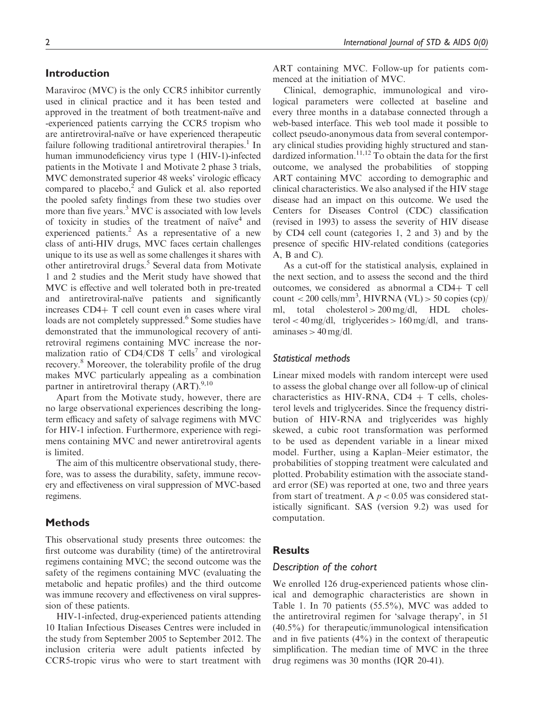## Introduction

Maraviroc (MVC) is the only CCR5 inhibitor currently used in clinical practice and it has been tested and approved in the treatment of both treatment-naïve and -experienced patients carrying the CCR5 tropism who are antiretroviral-naïve or have experienced therapeutic failure following traditional antiretroviral therapies.[1] In human immunodeficiency virus type 1 (HIV-1)-infected patients in the Motivate 1 and Motivate 2 phase 3 trials, MVC demonstrated superior 48 weeks' virologic efficacy compared to placebo,[2] and Gulick et al. also reported the pooled safety findings from these two studies over more than five years.[3] MVC is associated with low levels of toxicity in studies of the treatment of naïve[4] and experienced patients.[2] As a representative of a new class of anti-HIV drugs, MVC faces certain challenges unique to its use as well as some challenges it shares with other antiretroviral drugs.[5] Several data from Motivate 1 and 2 studies and the Merit study have showed that MVC is effective and well tolerated both in pre-treated and antiretroviral-naïve patients and significantly increases CD4+ T cell count even in cases where viral loads are not completely suppressed.[6] Some studies have demonstrated that the immunological recovery of antiretroviral regimens containing MVC increase the normalization ratio of CD4/CD8 T cells[7] and virological recovery.[8] Moreover, the tolerability profile of the drug makes MVC particularly appealing as a combination partner in antiretroviral therapy (ART).[9,10]

Apart from the Motivate study, however, there are no large observational experiences describing the long-term efficacy and safety of salvage regimens with MVC for HIV-1 infection. Furthermore, experience with regimens containing MVC and newer antiretroviral agents is limited.

The aim of this multicentre observational study, therefore, was to assess the durability, safety, immune recovery and effectiveness on viral suppression of MVC-based regimens.

## Methods

This observational study presents three outcomes: the first outcome was durability (time) of the antiretroviral regimens containing MVC; the second outcome was the safety of the regimens containing MVC (evaluating the metabolic and hepatic profiles) and the third outcome was immune recovery and effectiveness on viral suppression of these patients.

HIV-1-infected, drug-experienced patients attending 10 Italian Infectious Diseases Centres were included in the study from September 2005 to September 2012. The inclusion criteria were adult patients infected by CCR5-tropic virus who were to start treatment with ART containing MVC. Follow-up for patients commenced at the initiation of MVC.

Clinical, demographic, immunological and virological parameters were collected at baseline and every three months in a database connected through a web-based interface. This web tool made it possible to collect pseudo-anonymous data from several contemporary clinical studies providing highly structured and standardized information.[11,12] To obtain the data for the first outcome, we analysed the probabilities of stopping ART containing MVC according to demographic and clinical characteristics. We also analysed if the HIV stage disease had an impact on this outcome. We used the Centers for Diseases Control (CDC) classification (revised in 1993) to assess the severity of HIV disease by CD4 cell count (categories 1, 2 and 3) and by the presence of specific HIV-related conditions (categories A, B and C).

As a cut-off for the statistical analysis, explained in the next section, and to assess the second and the third outcomes, we considered as abnormal a CD4+ T cell count $< 200$ cells/mm$^3$, HIVRNA (VL) $> 50$ copies (cp)/ml, total cholesterol $> 200$ mg/dl, HDL cholesterol $< 40$ mg/dl, triglycerides $> 160$ mg/dl, and transaminases $> 40$ mg/dl.

### Statistical methods

Linear mixed models with random intercept were used to assess the global change over all follow-up of clinical characteristics as HIV-RNA, CD4 + T cells, cholesterol levels and triglycerides. Since the frequency distribution of HIV-RNA and triglycerides was highly skewed, a cubic root transformation was performed to be used as dependent variable in a linear mixed model. Further, using a Kaplan–Meier estimator, the probabilities of stopping treatment were calculated and plotted. Probability estimation with the associate standard error (SE) was reported at one, two and three years from start of treatment. A $p < 0.05$ was considered statistically significant. SAS (version 9.2) was used for computation.

## Results

### Description of the cohort

We enrolled 126 drug-experienced patients whose clinical and demographic characteristics are shown in Table 1. In 70 patients (55.5%), MVC was added to the antiretroviral regimen for 'salvage therapy', in 51 (40.5%) for therapeutic/immunological intensification and in five patients (4%) in the context of therapeutic simplification. The median time of MVC in the three drug regimens was 30 months (IQR 20-41).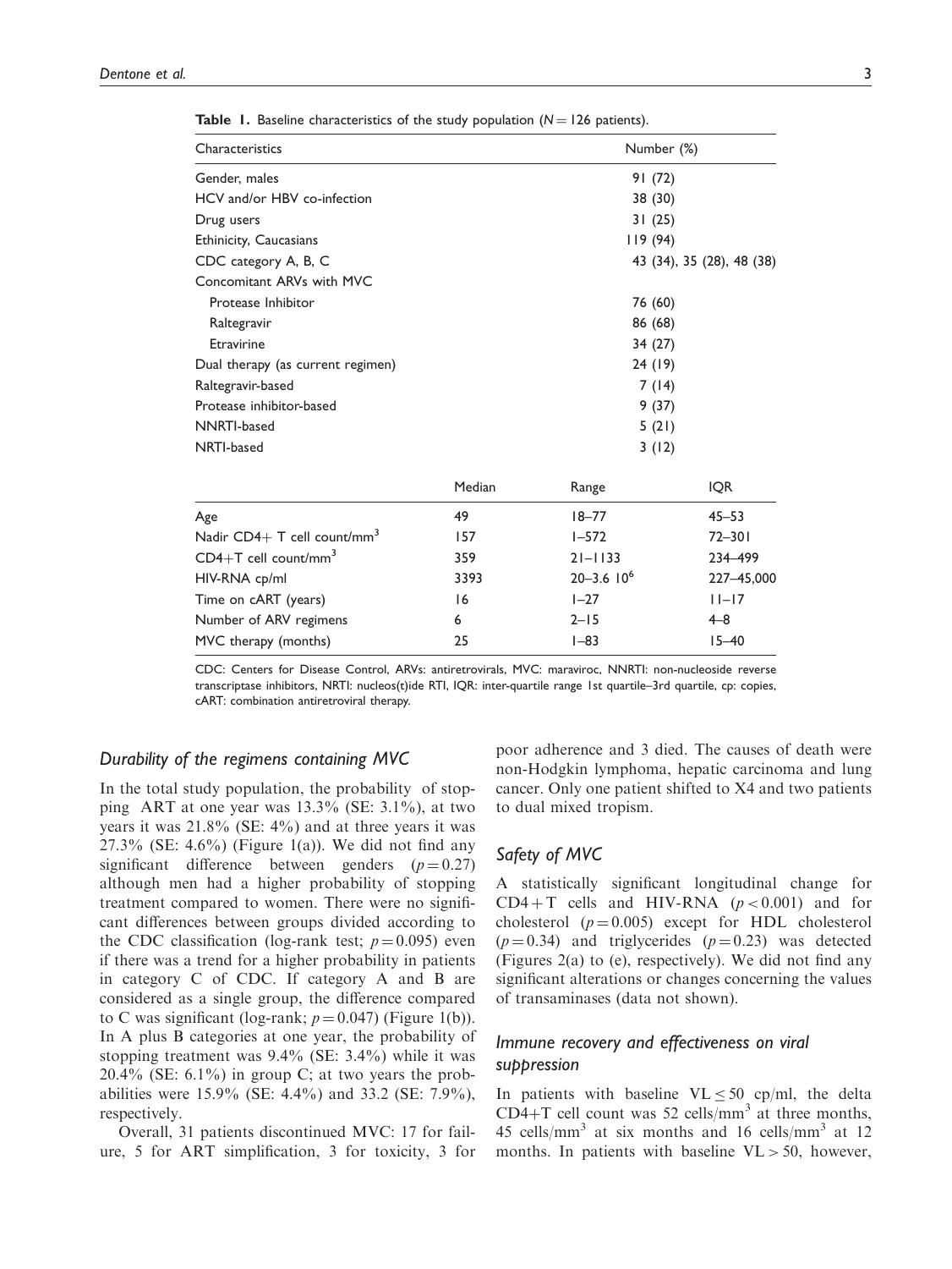**Table 1.** Baseline characteristics of the study population ($N = 126$ patients).

| Characteristics | Number (%) |
|---|---|
| Gender, males | 91 (72) |
| HCV and/or HBV co-infection | 38 (30) |
| Drug users | 31 (25) |
| Ethinicity, Caucasians | 119 (94) |
| CDC category A, B, C | 43 (34), 35 (28), 48 (38) |
| Concomitant ARVs with MVC | |
| Protease Inhibitor | 76 (60) |
| Raltegravir | 86 (68) |
| Etravirine | 34 (27) |
| Dual therapy (as current regimen) | 24 (19) |
| Raltegravir-based | 7 (14) |
| Protease inhibitor-based | 9 (37) |
| NNRTI-based | 5 (21) |
| NRTI-based | 3 (12) |

| | Median | Range | IQR |
|---|---|---|---|
| Age | 49 | 18–77 | 45–53 |
| Nadir CD4+ T cell count/mm$^3$ | 157 | 1–572 | 72–301 |
| CD4+T cell count/mm$^3$ | 359 | 21–1133 | 234–499 |
| HIV-RNA cp/ml | 3393 | 20–3.6 $10^6$ | 227–45,000 |
| Time on cART (years) | 16 | 1–27 | 11–17 |
| Number of ARV regimens | 6 | 2–15 | 4–8 |
| MVC therapy (months) | 25 | 1–83 | 15–40 |

CDC: Centers for Disease Control, ARVs: antiretrovirals, MVC: maraviroc, NNRTI: non-nucleoside reverse transcriptase inhibitors, NRTI: nucleos(t)ide RTI, IQR: inter-quartile range 1st quartile–3rd quartile, cp: copies, cART: combination antiretroviral therapy.

### *Durability of the regimens containing MVC*

In the total study population, the probability of stopping ART at one year was 13.3% (SE: 3.1%), at two years it was 21.8% (SE: 4%) and at three years it was 27.3% (SE: 4.6%) (Figure 1(a)). We did not find any significant difference between genders ($p = 0.27$) although men had a higher probability of stopping treatment compared to women. There were no significant differences between groups divided according to the CDC classification (log-rank test; $p = 0.095$) even if there was a trend for a higher probability in patients in category C of CDC. If category A and B are considered as a single group, the difference compared to C was significant (log-rank; $p = 0.047$) (Figure 1(b)). In A plus B categories at one year, the probability of stopping treatment was 9.4% (SE: 3.4%) while it was 20.4% (SE: 6.1%) in group C; at two years the probabilities were 15.9% (SE: 4.4%) and 33.2 (SE: 7.9%), respectively.

Overall, 31 patients discontinued MVC: 17 for failure, 5 for ART simplification, 3 for toxicity, 3 for poor adherence and 3 died. The causes of death were non-Hodgkin lymphoma, hepatic carcinoma and lung cancer. Only one patient shifted to X4 and two patients to dual mixed tropism.

### *Safety of MVC*

A statistically significant longitudinal change for CD4+T cells and HIV-RNA ($p < 0.001$) and for cholesterol ($p = 0.005$) except for HDL cholesterol ($p = 0.34$) and triglycerides ($p = 0.23$) was detected (Figures 2(a) to (e), respectively). We did not find any significant alterations or changes concerning the values of transaminases (data not shown).

### *Immune recovery and effectiveness on viral suppression*

In patients with baseline VL $\leq 50$ cp/ml, the delta CD4+T cell count was 52 cells/mm$^3$ at three months, 45 cells/mm$^3$ at six months and 16 cells/mm$^3$ at 12 months. In patients with baseline VL $> 50$, however,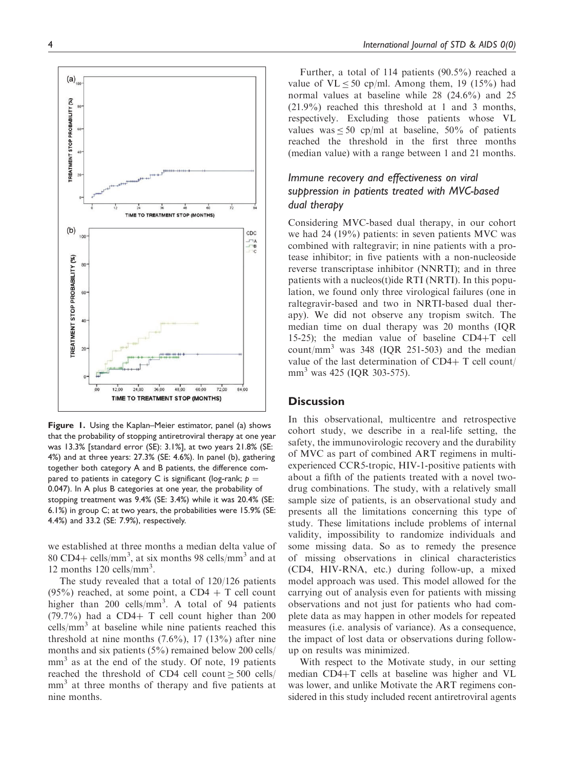Figure 1. Using the Kaplan–Meier estimator, panel (a) shows that the probability of stopping antiretroviral therapy at one year was 13.3% [standard error (SE): 3.1%], at two years 21.8% (SE: 4%) and at three years: 27.3% (SE: 4.6%). In panel (b), gathering together both category A and B patients, the difference compared to patients in category C is significant (log-rank; $p = 0.047$). In A plus B categories at one year, the probability of stopping treatment was 9.4% (SE: 3.4%) while it was 20.4% (SE: 6.1%) in group C; at two years, the probabilities were 15.9% (SE: 4.4%) and 33.2 (SE: 7.9%), respectively.

we established at three months a median delta value of 80 CD4+ cells/mm$^3$, at six months 98 cells/mm$^3$ and at 12 months 120 cells/mm$^3$.

The study revealed that a total of 120/126 patients (95%) reached, at some point, a CD4 + T cell count higher than 200 cells/mm$^3$. A total of 94 patients (79.7%) had a CD4+ T cell count higher than 200 cells/mm$^3$ at baseline while nine patients reached this threshold at nine months (7.6%), 17 (13%) after nine months and six patients (5%) remained below 200 cells/mm$^3$ as at the end of the study. Of note, 19 patients reached the threshold of CD4 cell count $\geq$ 500 cells/mm$^3$ at three months of therapy and five patients at nine months.

Further, a total of 114 patients (90.5%) reached a value of VL $\leq$ 50 cp/ml. Among them, 19 (15%) had normal values at baseline while 28 (24.6%) and 25 (21.9%) reached this threshold at 1 and 3 months, respectively. Excluding those patients whose VL values was $\leq$ 50 cp/ml at baseline, 50% of patients reached the threshold in the first three months (median value) with a range between 1 and 21 months.

### *Immune recovery and effectiveness on viral suppression in patients treated with MVC-based dual therapy*

Considering MVC-based dual therapy, in our cohort we had 24 (19%) patients: in seven patients MVC was combined with raltegravir; in nine patients with a protease inhibitor; in five patients with a non-nucleoside reverse transcriptase inhibitor (NNRTI); and in three patients with a nucleos(t)ide RTI (NRTI). In this population, we found only three virological failures (one in raltegravir-based and two in NRTI-based dual therapy). We did not observe any tropism switch. The median time on dual therapy was 20 months (IQR 15-25); the median value of baseline CD4+T cell count/mm$^3$ was 348 (IQR 251-503) and the median value of the last determination of CD4+ T cell count/mm$^3$ was 425 (IQR 303-575).

## Discussion

In this observational, multicentre and retrospective cohort study, we describe in a real-life setting, the safety, the immunovirologic recovery and the durability of MVC as part of combined ART regimens in multi-experienced CCR5-tropic, HIV-1-positive patients with about a fifth of the patients treated with a novel two-drug combinations. The study, with a relatively small sample size of patients, is an observational study and presents all the limitations concerning this type of study. These limitations include problems of internal validity, impossibility to randomize individuals and some missing data. So as to remedy the presence of missing observations in clinical characteristics (CD4, HIV-RNA, etc.) during follow-up, a mixed model approach was used. This model allowed for the carrying out of analysis even for patients with missing observations and not just for patients who had complete data as may happen in other models for repeated measures (i.e. analysis of variance). As a consequence, the impact of lost data or observations during follow-up on results was minimized.

With respect to the Motivate study, in our setting median CD4+T cells at baseline was higher and VL was lower, and unlike Motivate the ART regimens considered in this study included recent antiretroviral agents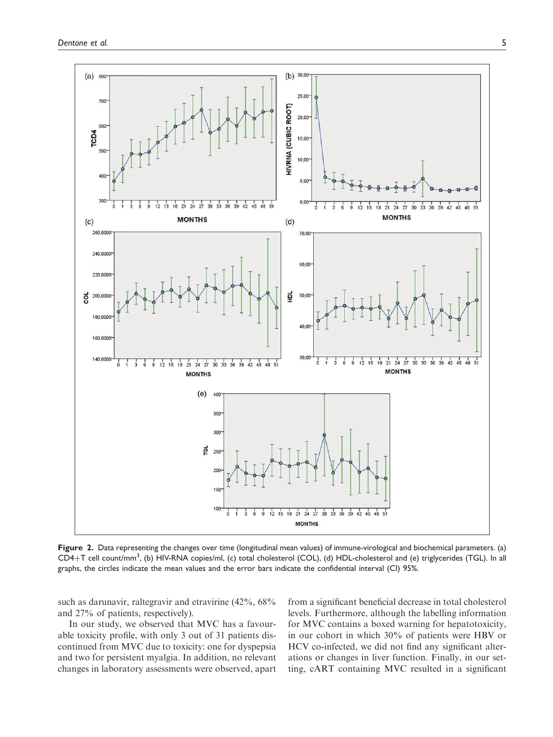**Figure 2.** Data representing the changes over time (longitudinal mean values) of immune-virological and biochemical parameters. (a) CD4+T cell count/mm$^3$, (b) HIV-RNA copies/ml, (c) total cholesterol (COL), (d) HDL-cholesterol and (e) triglycerides (TGL). In all graphs, the circles indicate the mean values and the error bars indicate the confidential interval (CI) 95%.

such as darunavir, raltegravir and etravirine (42%, 68% and 27% of patients, respectively).

In our study, we observed that MVC has a favourable toxicity profile, with only 3 out of 31 patients discontinued from MVC due to toxicity: one for dyspepsia and two for persistent myalgia. In addition, no relevant changes in laboratory assessments were observed, apart from a significant beneficial decrease in total cholesterol levels. Furthermore, although the labelling information for MVC contains a boxed warning for hepatotoxicity, in our cohort in which 30% of patients were HBV or HCV co-infected, we did not find any significant alterations or changes in liver function. Finally, in our setting, cART containing MVC resulted in a significant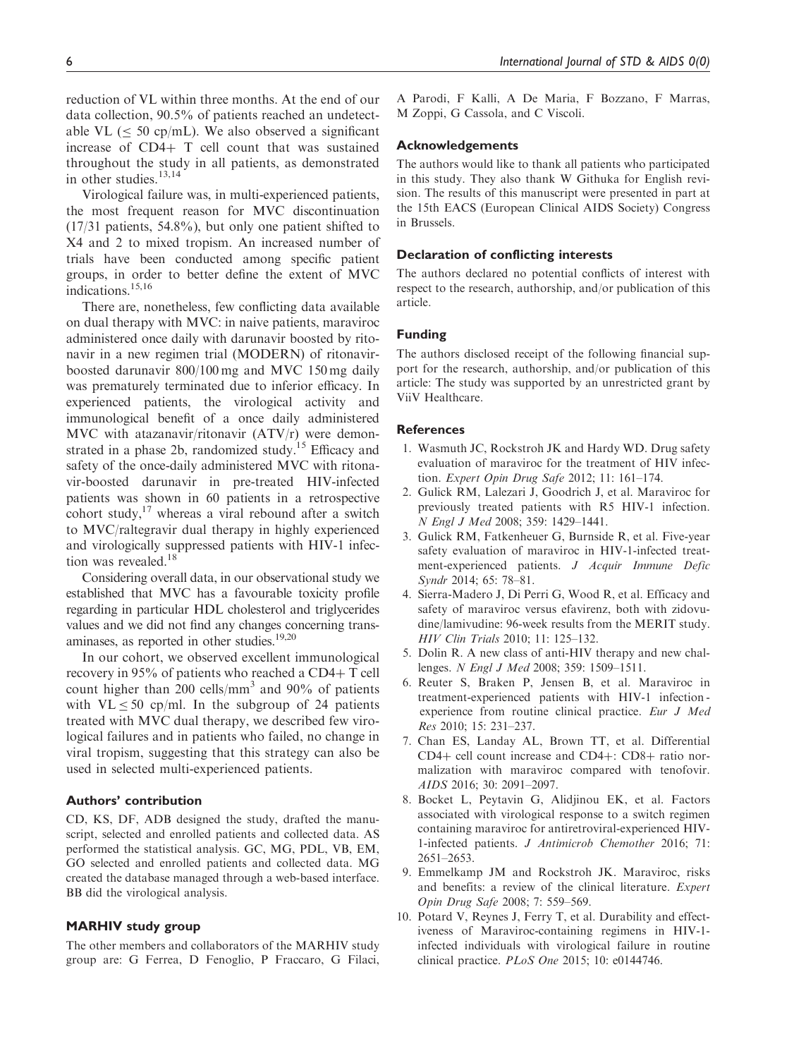reduction of VL within three months. At the end of our data collection, 90.5% of patients reached an undetectable VL ($\leq$ 50 cp/mL). We also observed a significant increase of CD4+ T cell count that was sustained throughout the study in all patients, as demonstrated in other studies.[13,14]

Virological failure was, in multi-experienced patients, the most frequent reason for MVC discontinuation (17/31 patients, 54.8%), but only one patient shifted to X4 and 2 to mixed tropism. An increased number of trials have been conducted among specific patient groups, in order to better define the extent of MVC indications.[15,16]

There are, nonetheless, few conflicting data available on dual therapy with MVC: in naive patients, maraviroc administered once daily with darunavir boosted by ritonavir in a new regimen trial (MODERN) of ritonavir-boosted darunavir 800/100 mg and MVC 150 mg daily was prematurely terminated due to inferior efficacy. In experienced patients, the virological activity and immunological benefit of a once daily administered MVC with atazanavir/ritonavir (ATV/r) were demonstrated in a phase 2b, randomized study.[15] Efficacy and safety of the once-daily administered MVC with ritonavir-boosted darunavir in pre-treated HIV-infected patients was shown in 60 patients in a retrospective cohort study,[17] whereas a viral rebound after a switch to MVC/raltegravir dual therapy in highly experienced and virologically suppressed patients with HIV-1 infection was revealed.[18]

Considering overall data, in our observational study we established that MVC has a favourable toxicity profile regarding in particular HDL cholesterol and triglycerides values and we did not find any changes concerning transaminases, as reported in other studies.[19,20]

In our cohort, we observed excellent immunological recovery in 95% of patients who reached a CD4+ T cell count higher than 200 cells/mm$^3$ and 90% of patients with VL $\leq$ 50 cp/ml. In the subgroup of 24 patients treated with MVC dual therapy, we described few virological failures and in patients who failed, no change in viral tropism, suggesting that this strategy can also be used in selected multi-experienced patients.

### Authors' contribution

CD, KS, DF, ADB designed the study, drafted the manuscript, selected and enrolled patients and collected data. AS performed the statistical analysis. GC, MG, PDL, VB, EM, GO selected and enrolled patients and collected data. MG created the database managed through a web-based interface. BB did the virological analysis.

### MARHIV study group

The other members and collaborators of the MARHIV study group are: G Ferrea, D Fenoglio, P Fraccaro, G Filaci, A Parodi, F Kalli, A De Maria, F Bozzano, F Marras, M Zoppi, G Cassola, and C Viscoli.

### Acknowledgements

The authors would like to thank all patients who participated in this study. They also thank W Githuka for English revision. The results of this manuscript were presented in part at the 15th EACS (European Clinical AIDS Society) Congress in Brussels.

### Declaration of conflicting interests

The authors declared no potential conflicts of interest with respect to the research, authorship, and/or publication of this article.

### Funding

The authors disclosed receipt of the following financial support for the research, authorship, and/or publication of this article: The study was supported by an unrestricted grant by ViiV Healthcare.

### References

1. Wasmuth JC, Rockstroh JK and Hardy WD. Drug safety evaluation of maraviroc for the treatment of HIV infection. *Expert Opin Drug Safe* 2012; 11: 161–174.
2. Gulick RM, Lalezari J, Goodrich J, et al. Maraviroc for previously treated patients with R5 HIV-1 infection. *N Engl J Med* 2008; 359: 1429–1441.
3. Gulick RM, Fatkenheuer G, Burnside R, et al. Five-year safety evaluation of maraviroc in HIV-1-infected treatment-experienced patients. *J Acquir Immune Defic Syndr* 2014; 65: 78–81.
4. Sierra-Madero J, Di Perri G, Wood R, et al. Efficacy and safety of maraviroc versus efavirenz, both with zidovudine/lamivudine: 96-week results from the MERIT study. *HIV Clin Trials* 2010; 11: 125–132.
5. Dolin R. A new class of anti-HIV therapy and new challenges. *N Engl J Med* 2008; 359: 1509–1511.
6. Reuter S, Braken P, Jensen B, et al. Maraviroc in treatment-experienced patients with HIV-1 infection - experience from routine clinical practice. *Eur J Med Res* 2010; 15: 231–237.
7. Chan ES, Landay AL, Brown TT, et al. Differential CD4+ cell count increase and CD4+: CD8+ ratio normalization with maraviroc compared with tenofovir. *AIDS* 2016; 30: 2091–2097.
8. Bocket L, Peytavin G, Alidjinou EK, et al. Factors associated with virological response to a switch regimen containing maraviroc for antiretroviral-experienced HIV-1-infected patients. *J Antimicrob Chemother* 2016; 71: 2651–2653.
9. Emmelkamp JM and Rockstroh JK. Maraviroc, risks and benefits: a review of the clinical literature. *Expert Opin Drug Safe* 2008; 7: 559–569.
10. Potard V, Reynes J, Ferry T, et al. Durability and effectiveness of Maraviroc-containing regimens in HIV-1-infected individuals with virological failure in routine clinical practice. *PLoS One* 2015; 10: e0144746.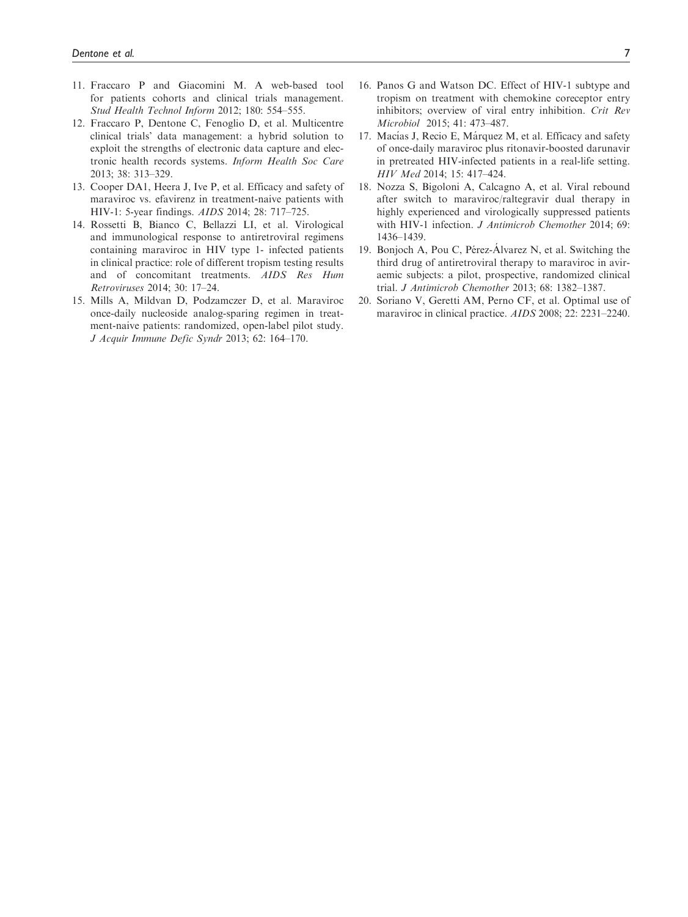11. Fraccaro P and Giacomini M. A web-based tool for patients cohorts and clinical trials management. *Stud Health Technol Inform* 2012; 180: 554–555.
12. Fraccaro P, Dentone C, Fenoglio D, et al. Multicentre clinical trials' data management: a hybrid solution to exploit the strengths of electronic data capture and electronic health records systems. *Inform Health Soc Care* 2013; 38: 313–329.
13. Cooper DA1, Heera J, Ive P, et al. Efficacy and safety of maraviroc vs. efavirenz in treatment-naive patients with HIV-1: 5-year findings. *AIDS* 2014; 28: 717–725.
14. Rossetti B, Bianco C, Bellazzi LI, et al. Virological and immunological response to antiretroviral regimens containing maraviroc in HIV type 1- infected patients in clinical practice: role of different tropism testing results and of concomitant treatments. *AIDS Res Hum Retroviruses* 2014; 30: 17–24.
15. Mills A, Mildvan D, Podzamczer D, et al. Maraviroc once-daily nucleoside analog-sparing regimen in treatment-naive patients: randomized, open-label pilot study. *J Acquir Immune Defic Syndr* 2013; 62: 164–170.
16. Panos G and Watson DC. Effect of HIV-1 subtype and tropism on treatment with chemokine coreceptor entry inhibitors; overview of viral entry inhibition. *Crit Rev Microbiol* 2015; 41: 473–487.
17. Macías J, Recio E, Márquez M, et al. Efficacy and safety of once-daily maraviroc plus ritonavir-boosted darunavir in pretreated HIV-infected patients in a real-life setting. *HIV Med* 2014; 15: 417–424.
18. Nozza S, Bigoloni A, Calcagno A, et al. Viral rebound after switch to maraviroc/raltegravir dual therapy in highly experienced and virologically suppressed patients with HIV-1 infection. *J Antimicrob Chemother* 2014; 69: 1436–1439.
19. Bonjoch A, Pou C, Pérez-Álvarez N, et al. Switching the third drug of antiretroviral therapy to maraviroc in aviraemic subjects: a pilot, prospective, randomized clinical trial. *J Antimicrob Chemother* 2013; 68: 1382–1387.
20. Soriano V, Geretti AM, Perno CF, et al. Optimal use of maraviroc in clinical practice. *AIDS* 2008; 22: 2231–2240.